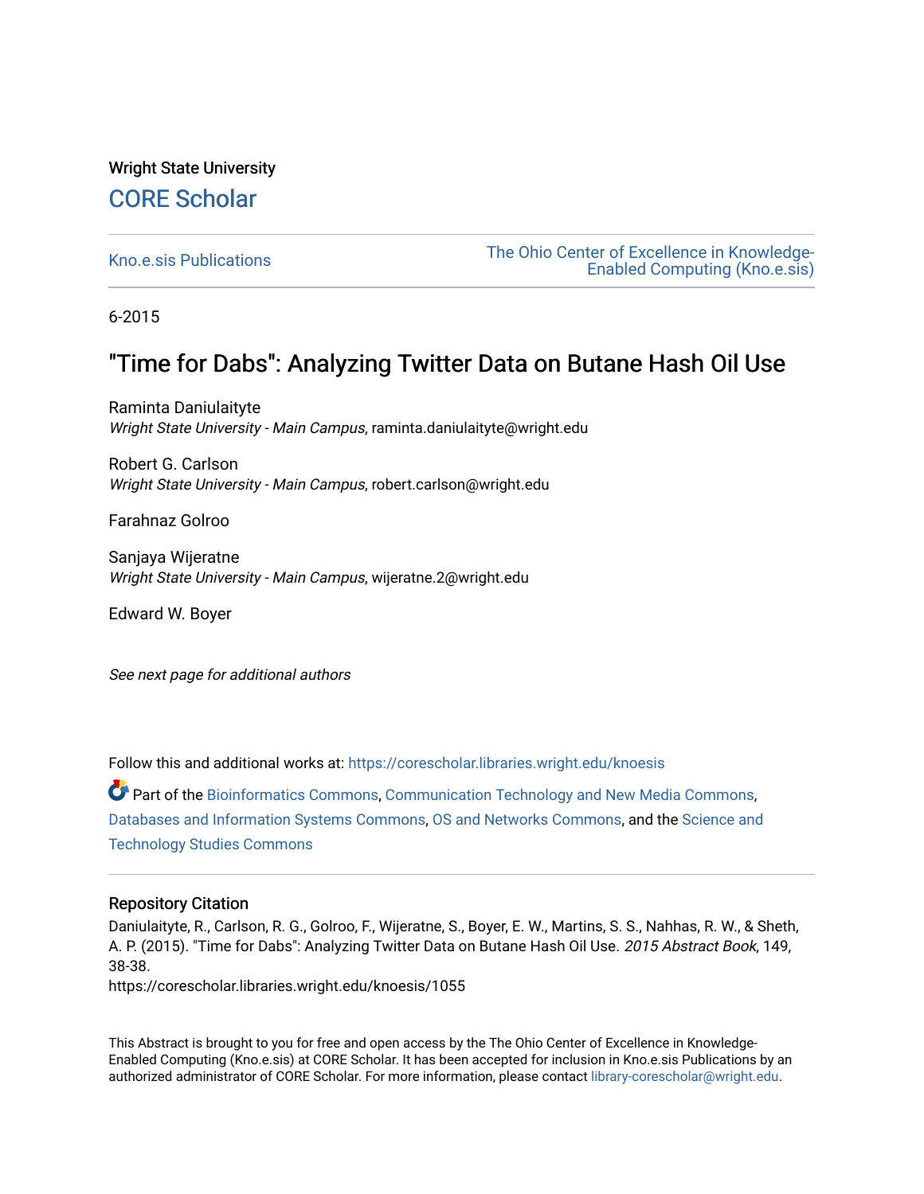Wright State University

# CORE Scholar

Kno.e.sis Publications

The Ohio Center of Excellence in Knowledge-Enabled Computing (Kno.e.sis)

6-2015

## "Time for Dabs": Analyzing Twitter Data on Butane Hash Oil Use

Raminta Daniulaityte
*Wright State University - Main Campus*, raminta.daniulaityte@wright.edu

Robert G. Carlson
*Wright State University - Main Campus*, robert.carlson@wright.edu

Farahnaz Golroo

Sanjaya Wijeratne
*Wright State University - Main Campus*, wijeratne.2@wright.edu

Edward W. Boyer

*See next page for additional authors*

Follow this and additional works at: https://corescholar.libraries.wright.edu/knoesis

Part of the Bioinformatics Commons, Communication Technology and New Media Commons, Databases and Information Systems Commons, OS and Networks Commons, and the Science and Technology Studies Commons

### Repository Citation

Daniulaityte, R., Carlson, R. G., Golroo, F., Wijeratne, S., Boyer, E. W., Martins, S. S., Nahhas, R. W., & Sheth, A. P. (2015). "Time for Dabs": Analyzing Twitter Data on Butane Hash Oil Use. *2015 Abstract Book*, 149, 38-38.
https://corescholar.libraries.wright.edu/knoesis/1055

This Abstract is brought to you for free and open access by the The Ohio Center of Excellence in Knowledge-Enabled Computing (Kno.e.sis) at CORE Scholar. It has been accepted for inclusion in Kno.e.sis Publications by an authorized administrator of CORE Scholar. For more information, please contact library-corescholar@wright.edu.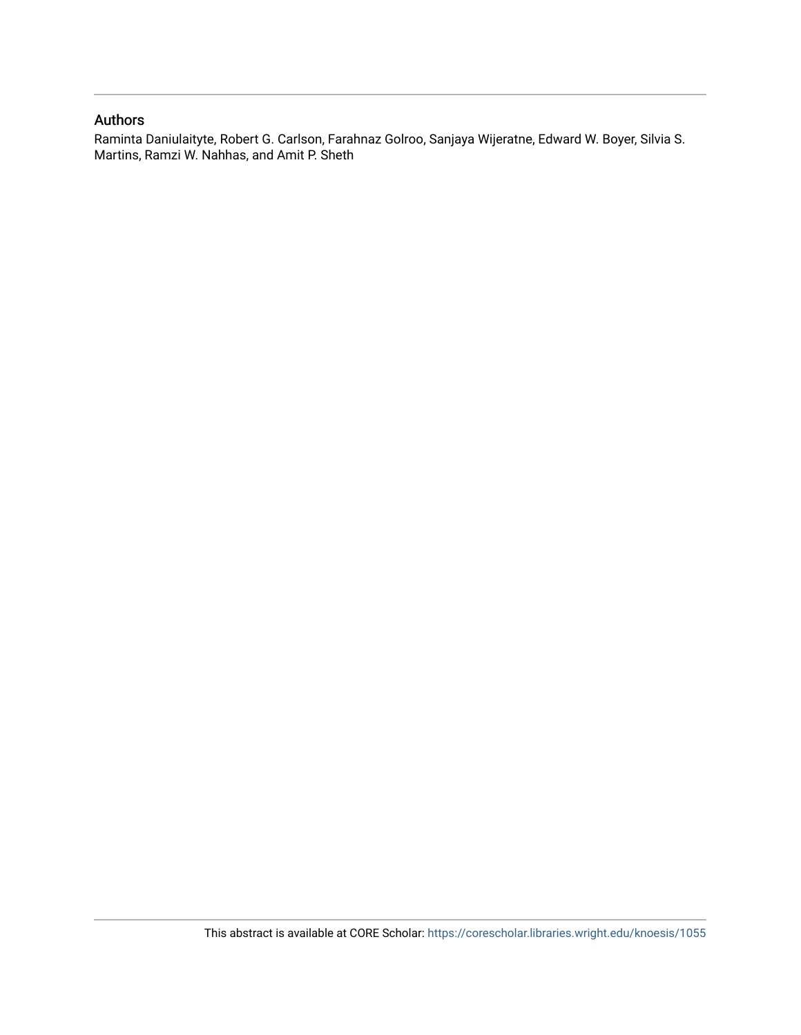## Authors

Raminta Daniulaityte, Robert G. Carlson, Farahnaz Golroo, Sanjaya Wijeratne, Edward W. Boyer, Silvia S. Martins, Ramzi W. Nahhas, and Amit P. Sheth

This abstract is available at CORE Scholar: https://corescholar.libraries.wright.edu/knoesis/1055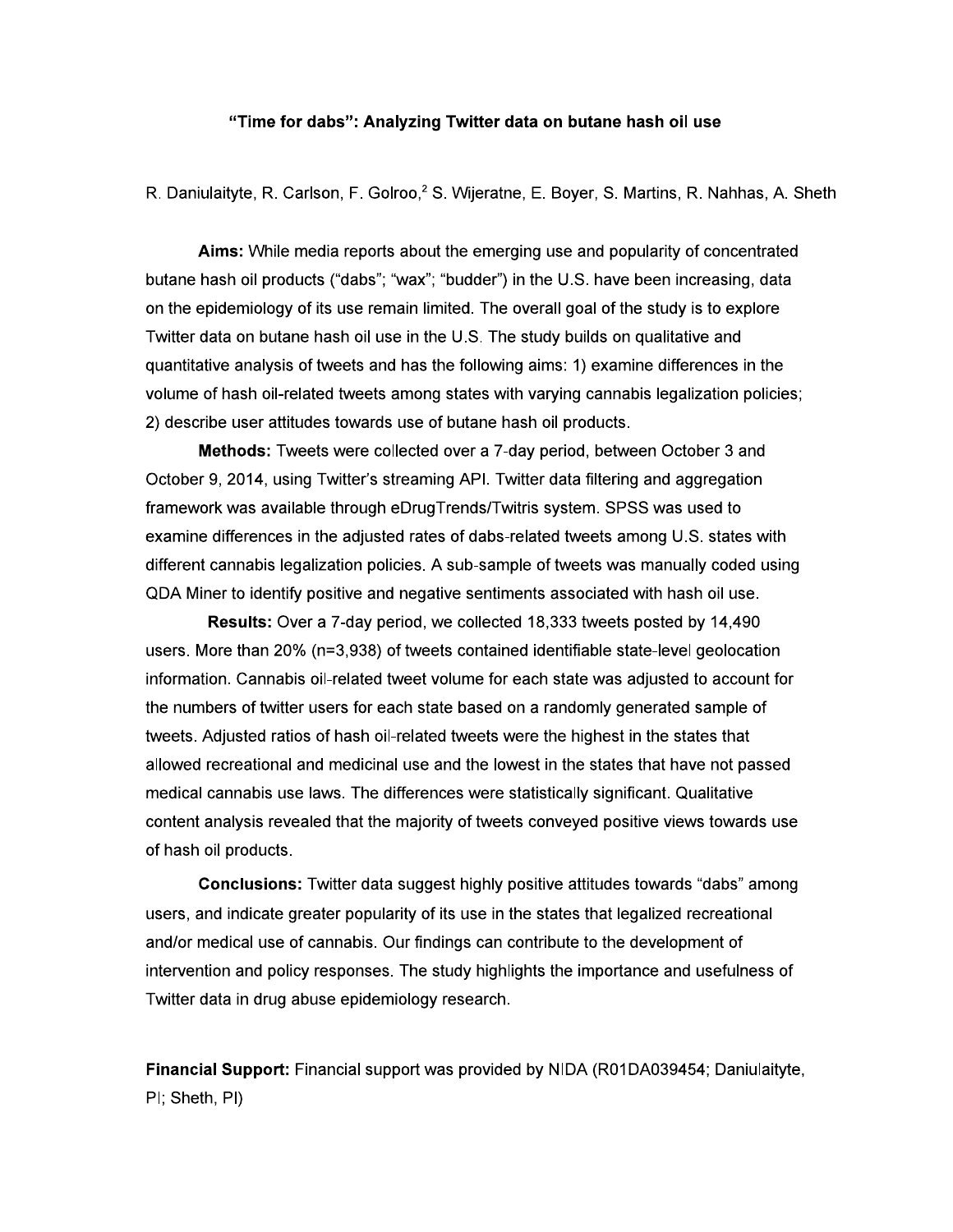## "Time for dabs": Analyzing Twitter data on butane hash oil use

R. Daniulaityte, R. Carlson, F. Golroo,[2] S. Wijeratne, E. Boyer, S. Martins, R. Nahhas, A. Sheth

**Aims:** While media reports about the emerging use and popularity of concentrated butane hash oil products ("dabs"; "wax"; "budder") in the U.S. have been increasing, data on the epidemiology of its use remain limited. The overall goal of the study is to explore Twitter data on butane hash oil use in the U.S. The study builds on qualitative and quantitative analysis of tweets and has the following aims: 1) examine differences in the volume of hash oil-related tweets among states with varying cannabis legalization policies; 2) describe user attitudes towards use of butane hash oil products.

**Methods:** Tweets were collected over a 7-day period, between October 3 and October 9, 2014, using Twitter's streaming API. Twitter data filtering and aggregation framework was available through eDrugTrends/Twitris system. SPSS was used to examine differences in the adjusted rates of dabs-related tweets among U.S. states with different cannabis legalization policies. A sub-sample of tweets was manually coded using QDA Miner to identify positive and negative sentiments associated with hash oil use.

**Results:** Over a 7-day period, we collected 18,333 tweets posted by 14,490 users. More than 20% (n=3,938) of tweets contained identifiable state-level geolocation information. Cannabis oil-related tweet volume for each state was adjusted to account for the numbers of twitter users for each state based on a randomly generated sample of tweets. Adjusted ratios of hash oil-related tweets were the highest in the states that allowed recreational and medicinal use and the lowest in the states that have not passed medical cannabis use laws. The differences were statistically significant. Qualitative content analysis revealed that the majority of tweets conveyed positive views towards use of hash oil products.

**Conclusions:** Twitter data suggest highly positive attitudes towards "dabs" among users, and indicate greater popularity of its use in the states that legalized recreational and/or medical use of cannabis. Our findings can contribute to the development of intervention and policy responses. The study highlights the importance and usefulness of Twitter data in drug abuse epidemiology research.

**Financial Support:** Financial support was provided by NIDA (R01DA039454; Daniulaityte, PI; Sheth, PI)